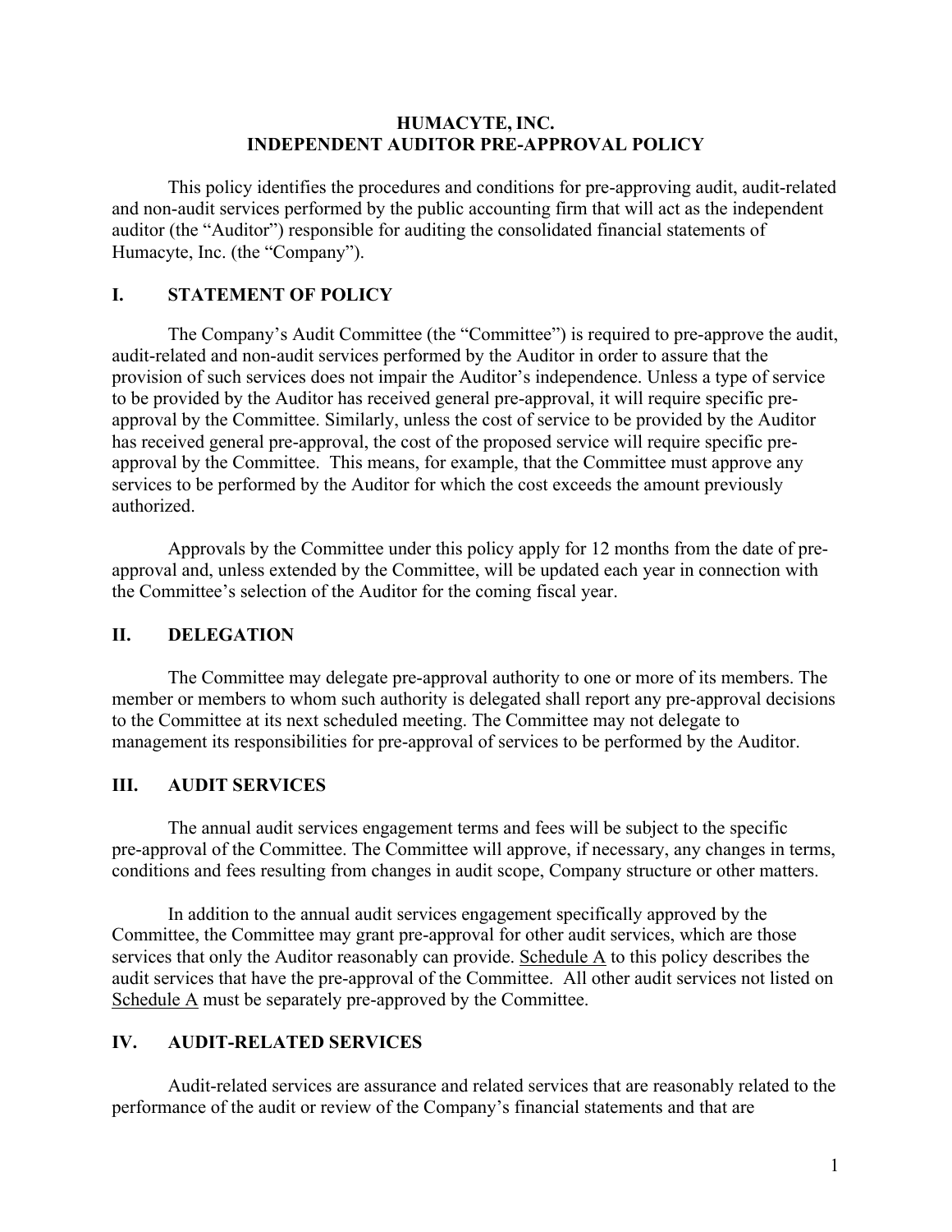# HUMACYTE, INC.
# INDEPENDENT AUDITOR PRE-APPROVAL POLICY

This policy identifies the procedures and conditions for pre-approving audit, audit-related and non-audit services performed by the public accounting firm that will act as the independent auditor (the "Auditor") responsible for auditing the consolidated financial statements of Humacyte, Inc. (the "Company").

## I. STATEMENT OF POLICY

The Company's Audit Committee (the "Committee") is required to pre-approve the audit, audit-related and non-audit services performed by the Auditor in order to assure that the provision of such services does not impair the Auditor's independence. Unless a type of service to be provided by the Auditor has received general pre-approval, it will require specific pre-approval by the Committee. Similarly, unless the cost of service to be provided by the Auditor has received general pre-approval, the cost of the proposed service will require specific pre-approval by the Committee. This means, for example, that the Committee must approve any services to be performed by the Auditor for which the cost exceeds the amount previously authorized.

Approvals by the Committee under this policy apply for 12 months from the date of pre-approval and, unless extended by the Committee, will be updated each year in connection with the Committee's selection of the Auditor for the coming fiscal year.

## II. DELEGATION

The Committee may delegate pre-approval authority to one or more of its members. The member or members to whom such authority is delegated shall report any pre-approval decisions to the Committee at its next scheduled meeting. The Committee may not delegate to management its responsibilities for pre-approval of services to be performed by the Auditor.

## III. AUDIT SERVICES

The annual audit services engagement terms and fees will be subject to the specific pre-approval of the Committee. The Committee will approve, if necessary, any changes in terms, conditions and fees resulting from changes in audit scope, Company structure or other matters.

In addition to the annual audit services engagement specifically approved by the Committee, the Committee may grant pre-approval for other audit services, which are those services that only the Auditor reasonably can provide. Schedule A to this policy describes the audit services that have the pre-approval of the Committee. All other audit services not listed on Schedule A must be separately pre-approved by the Committee.

## IV. AUDIT-RELATED SERVICES

Audit-related services are assurance and related services that are reasonably related to the performance of the audit or review of the Company's financial statements and that are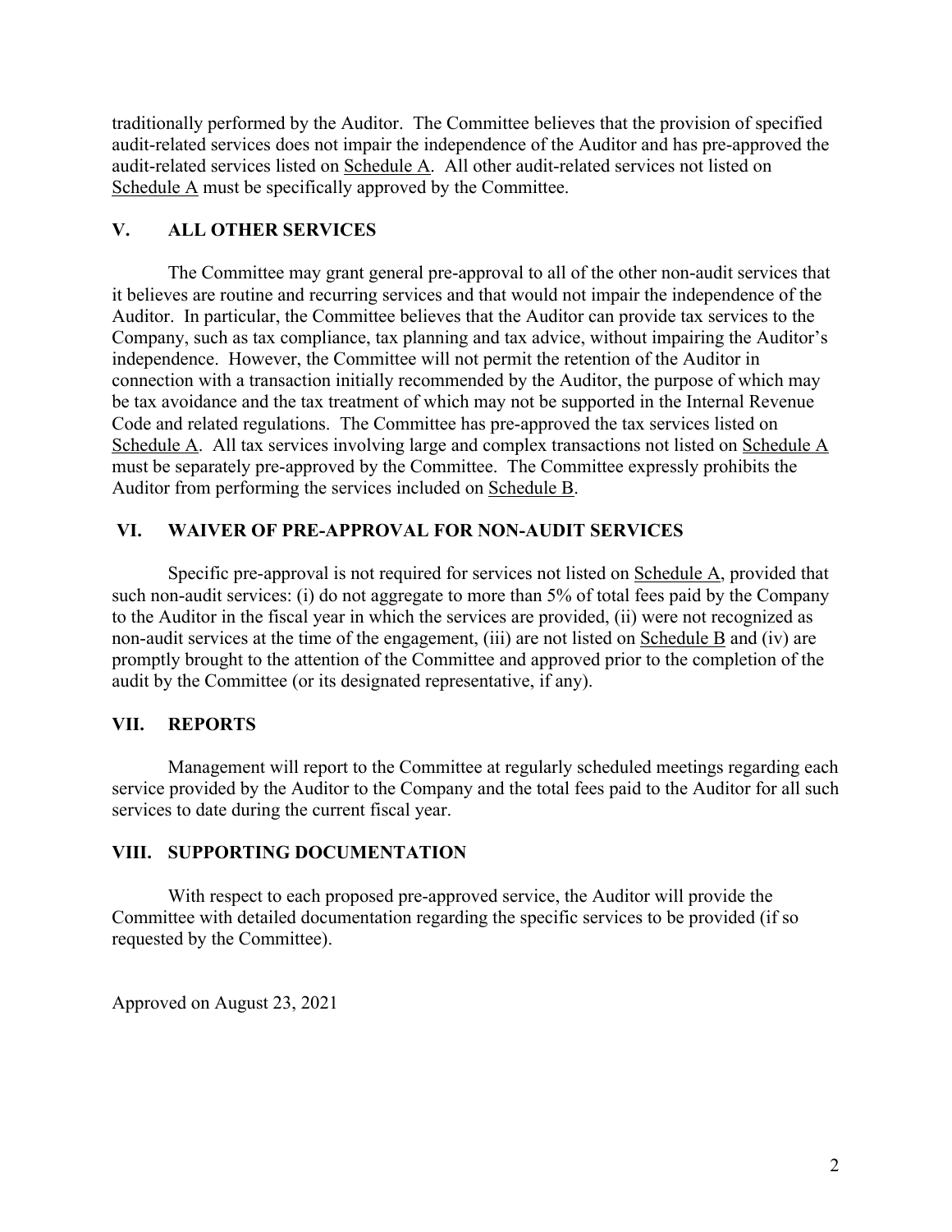traditionally performed by the Auditor. The Committee believes that the provision of specified audit-related services does not impair the independence of the Auditor and has pre-approved the audit-related services listed on Schedule A. All other audit-related services not listed on Schedule A must be specifically approved by the Committee.

## V. ALL OTHER SERVICES

The Committee may grant general pre-approval to all of the other non-audit services that it believes are routine and recurring services and that would not impair the independence of the Auditor. In particular, the Committee believes that the Auditor can provide tax services to the Company, such as tax compliance, tax planning and tax advice, without impairing the Auditor's independence. However, the Committee will not permit the retention of the Auditor in connection with a transaction initially recommended by the Auditor, the purpose of which may be tax avoidance and the tax treatment of which may not be supported in the Internal Revenue Code and related regulations. The Committee has pre-approved the tax services listed on Schedule A. All tax services involving large and complex transactions not listed on Schedule A must be separately pre-approved by the Committee. The Committee expressly prohibits the Auditor from performing the services included on Schedule B.

## VI. WAIVER OF PRE-APPROVAL FOR NON-AUDIT SERVICES

Specific pre-approval is not required for services not listed on Schedule A, provided that such non-audit services: (i) do not aggregate to more than 5% of total fees paid by the Company to the Auditor in the fiscal year in which the services are provided, (ii) were not recognized as non-audit services at the time of the engagement, (iii) are not listed on Schedule B and (iv) are promptly brought to the attention of the Committee and approved prior to the completion of the audit by the Committee (or its designated representative, if any).

## VII. REPORTS

Management will report to the Committee at regularly scheduled meetings regarding each service provided by the Auditor to the Company and the total fees paid to the Auditor for all such services to date during the current fiscal year.

## VIII. SUPPORTING DOCUMENTATION

With respect to each proposed pre-approved service, the Auditor will provide the Committee with detailed documentation regarding the specific services to be provided (if so requested by the Committee).

Approved on August 23, 2021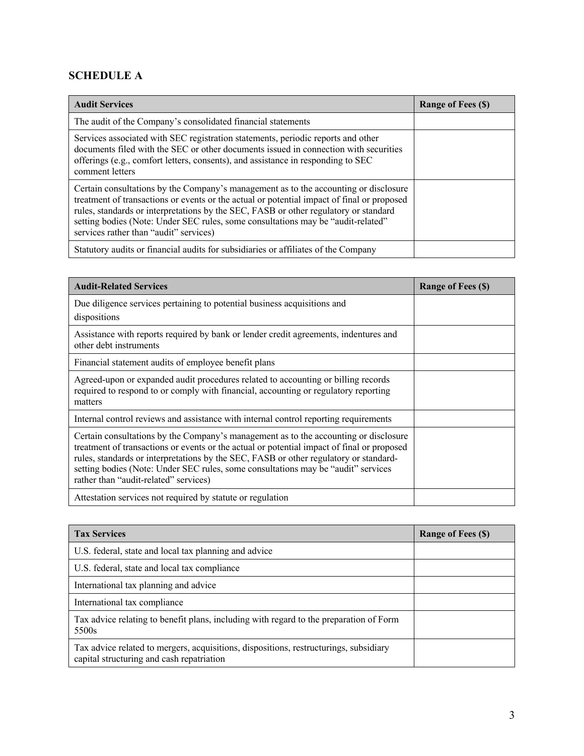## SCHEDULE A

| Audit Services | Range of Fees ($) |
|---|---|
| The audit of the Company's consolidated financial statements | |
| Services associated with SEC registration statements, periodic reports and other documents filed with the SEC or other documents issued in connection with securities offerings (e.g., comfort letters, consents), and assistance in responding to SEC comment letters | |
| Certain consultations by the Company's management as to the accounting or disclosure treatment of transactions or events or the actual or potential impact of final or proposed rules, standards or interpretations by the SEC, FASB or other regulatory or standard setting bodies (Note: Under SEC rules, some consultations may be "audit-related" services rather than "audit" services) | |
| Statutory audits or financial audits for subsidiaries or affiliates of the Company | |

| Audit-Related Services | Range of Fees ($) |
|---|---|
| Due diligence services pertaining to potential business acquisitions and dispositions | |
| Assistance with reports required by bank or lender credit agreements, indentures and other debt instruments | |
| Financial statement audits of employee benefit plans | |
| Agreed-upon or expanded audit procedures related to accounting or billing records required to respond to or comply with financial, accounting or regulatory reporting matters | |
| Internal control reviews and assistance with internal control reporting requirements | |
| Certain consultations by the Company's management as to the accounting or disclosure treatment of transactions or events or the actual or potential impact of final or proposed rules, standards or interpretations by the SEC, FASB or other regulatory or standard-setting bodies (Note: Under SEC rules, some consultations may be "audit" services rather than "audit-related" services) | |
| Attestation services not required by statute or regulation | |

| Tax Services | Range of Fees ($) |
|---|---|
| U.S. federal, state and local tax planning and advice | |
| U.S. federal, state and local tax compliance | |
| International tax planning and advice | |
| International tax compliance | |
| Tax advice relating to benefit plans, including with regard to the preparation of Form 5500s | |
| Tax advice related to mergers, acquisitions, dispositions, restructurings, subsidiary capital structuring and cash repatriation | |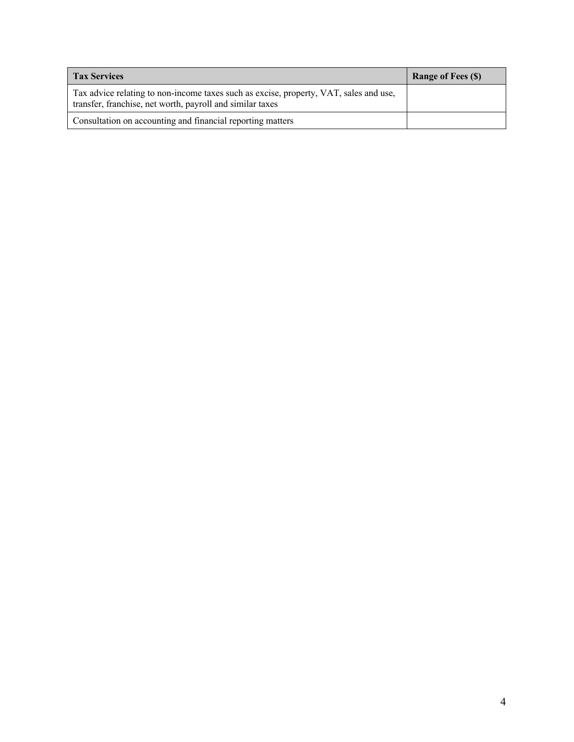| Tax Services | Range of Fees ($) |
| --- | --- |
| Tax advice relating to non-income taxes such as excise, property, VAT, sales and use, transfer, franchise, net worth, payroll and similar taxes | |
| Consultation on accounting and financial reporting matters | |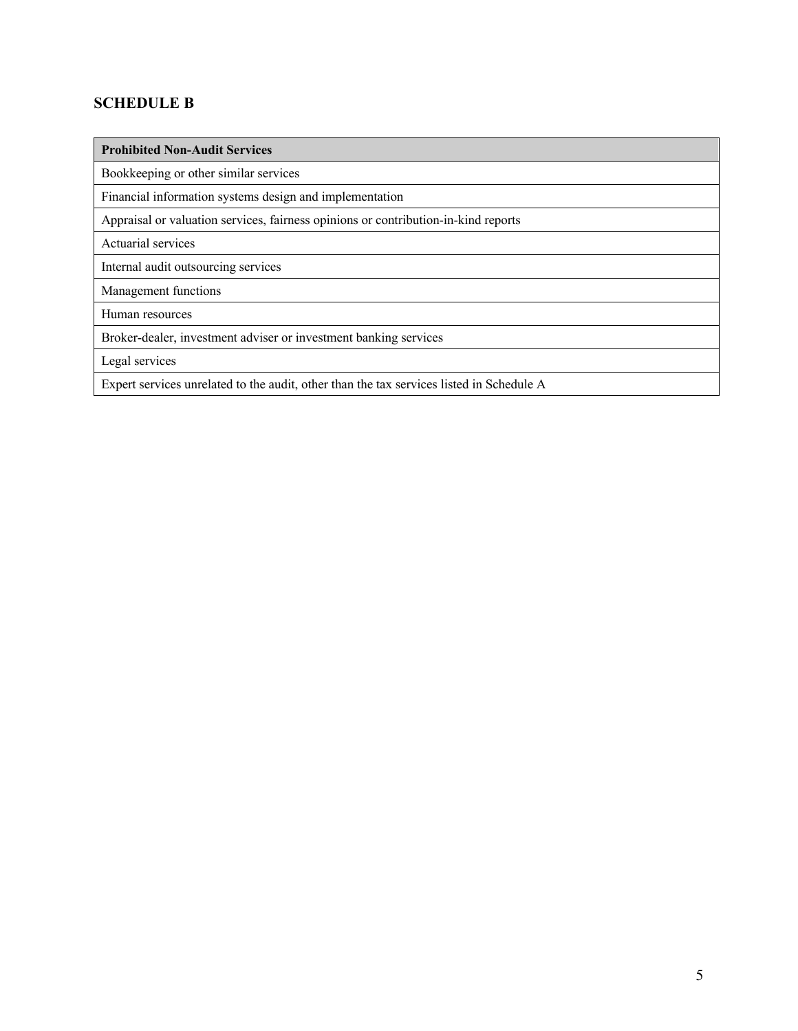## SCHEDULE B

| **Prohibited Non-Audit Services** |
|---|
| Bookkeeping or other similar services |
| Financial information systems design and implementation |
| Appraisal or valuation services, fairness opinions or contribution-in-kind reports |
| Actuarial services |
| Internal audit outsourcing services |
| Management functions |
| Human resources |
| Broker-dealer, investment adviser or investment banking services |
| Legal services |
| Expert services unrelated to the audit, other than the tax services listed in Schedule A |